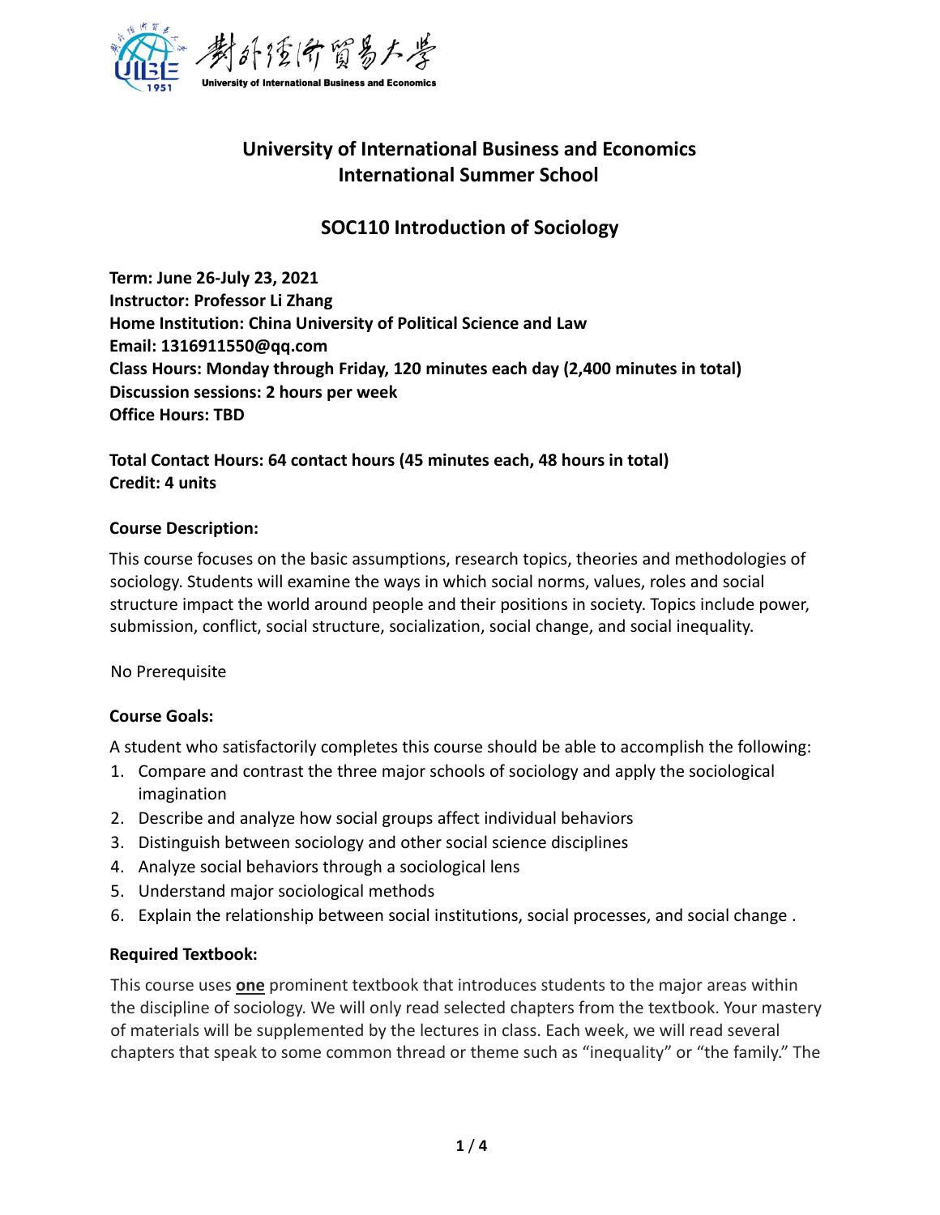# University of International Business and Economics
# International Summer School

## SOC110 Introduction of Sociology

**Term: June 26-July 23, 2021**
**Instructor: Professor Li Zhang**
**Home Institution: China University of Political Science and Law**
**Email: 1316911550@qq.com**
**Class Hours: Monday through Friday, 120 minutes each day (2,400 minutes in total)**
**Discussion sessions: 2 hours per week**
**Office Hours: TBD**

**Total Contact Hours: 64 contact hours (45 minutes each, 48 hours in total)**
**Credit: 4 units**

**Course Description:**

This course focuses on the basic assumptions, research topics, theories and methodologies of sociology. Students will examine the ways in which social norms, values, roles and social structure impact the world around people and their positions in society. Topics include power, submission, conflict, social structure, socialization, social change, and social inequality.

No Prerequisite

**Course Goals:**

A student who satisfactorily completes this course should be able to accomplish the following:

1. Compare and contrast the three major schools of sociology and apply the sociological imagination
2. Describe and analyze how social groups affect individual behaviors
3. Distinguish between sociology and other social science disciplines
4. Analyze social behaviors through a sociological lens
5. Understand major sociological methods
6. Explain the relationship between social institutions, social processes, and social change .

**Required Textbook:**

This course uses **one** prominent textbook that introduces students to the major areas within the discipline of sociology. We will only read selected chapters from the textbook. Your mastery of materials will be supplemented by the lectures in class. Each week, we will read several chapters that speak to some common thread or theme such as "inequality" or "the family." The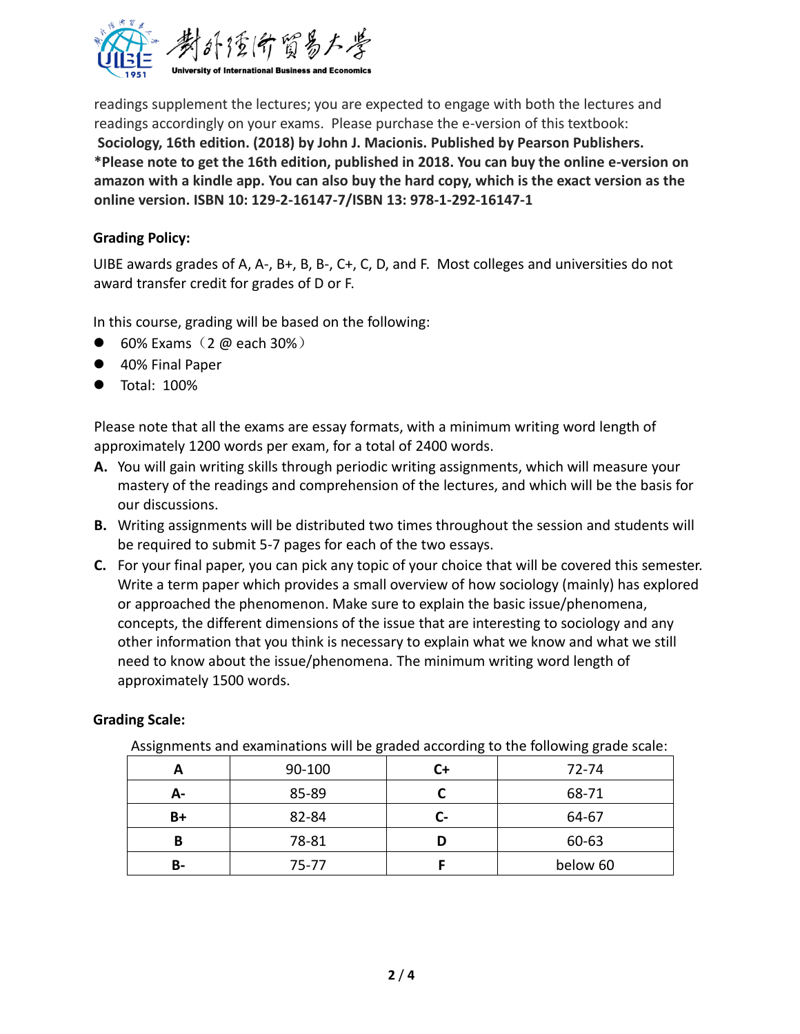readings supplement the lectures; you are expected to engage with both the lectures and readings accordingly on your exams. Please purchase the e-version of this textbook:
**Sociology, 16th edition. (2018) by John J. Macionis. Published by Pearson Publishers.**
**\*Please note to get the 16th edition, published in 2018. You can buy the online e-version on amazon with a kindle app. You can also buy the hard copy, which is the exact version as the online version. ISBN 10: 129-2-16147-7/ISBN 13: 978-1-292-16147-1**

**Grading Policy:**

UIBE awards grades of A, A-, B+, B, B-, C+, C, D, and F. Most colleges and universities do not award transfer credit for grades of D or F.

In this course, grading will be based on the following:

- 60% Exams（2 @ each 30%）
- 40% Final Paper
- Total: 100%

Please note that all the exams are essay formats, with a minimum writing word length of approximately 1200 words per exam, for a total of 2400 words.

**A.** You will gain writing skills through periodic writing assignments, which will measure your mastery of the readings and comprehension of the lectures, and which will be the basis for our discussions.

**B.** Writing assignments will be distributed two times throughout the session and students will be required to submit 5-7 pages for each of the two essays.

**C.** For your final paper, you can pick any topic of your choice that will be covered this semester. Write a term paper which provides a small overview of how sociology (mainly) has explored or approached the phenomenon. Make sure to explain the basic issue/phenomena, concepts, the different dimensions of the issue that are interesting to sociology and any other information that you think is necessary to explain what we know and what we still need to know about the issue/phenomena. The minimum writing word length of approximately 1500 words.

**Grading Scale:**

Assignments and examinations will be graded according to the following grade scale:

| **A** | 90-100 | **C+** | 72-74 |
|---|---|---|---|
| **A-** | 85-89 | **C** | 68-71 |
| **B+** | 82-84 | **C-** | 64-67 |
| **B** | 78-81 | **D** | 60-63 |
| **B-** | 75-77 | **F** | below 60 |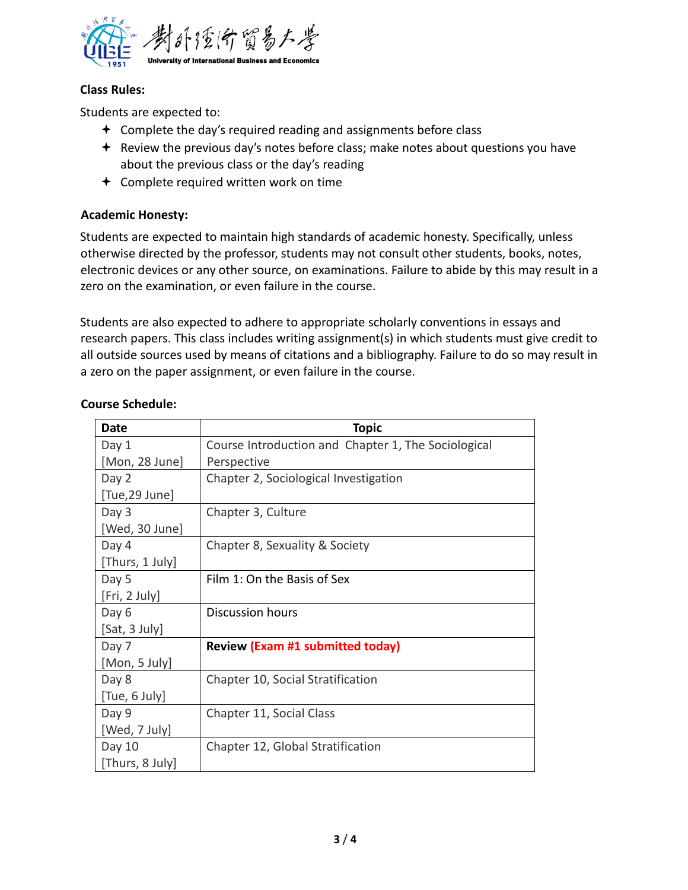**Class Rules:**

Students are expected to:

- Complete the day's required reading and assignments before class
- Review the previous day's notes before class; make notes about questions you have about the previous class or the day's reading
- Complete required written work on time

**Academic Honesty:**

Students are expected to maintain high standards of academic honesty. Specifically, unless otherwise directed by the professor, students may not consult other students, books, notes, electronic devices or any other source, on examinations. Failure to abide by this may result in a zero on the examination, or even failure in the course.

Students are also expected to adhere to appropriate scholarly conventions in essays and research papers. This class includes writing assignment(s) in which students must give credit to all outside sources used by means of citations and a bibliography. Failure to do so may result in a zero on the paper assignment, or even failure in the course.

**Course Schedule:**

| Date | Topic |
|---|---|
| Day 1 [Mon, 28 June] | Course Introduction and Chapter 1, The Sociological Perspective |
| Day 2 [Tue,29 June] | Chapter 2, Sociological Investigation |
| Day 3 [Wed, 30 June] | Chapter 3, Culture |
| Day 4 [Thurs, 1 July] | Chapter 8, Sexuality & Society |
| Day 5 [Fri, 2 July] | Film 1: On the Basis of Sex |
| Day 6 [Sat, 3 July] | Discussion hours |
| Day 7 [Mon, 5 July] | **Review (Exam #1 submitted today)** |
| Day 8 [Tue, 6 July] | Chapter 10, Social Stratification |
| Day 9 [Wed, 7 July] | Chapter 11, Social Class |
| Day 10 [Thurs, 8 July] | Chapter 12, Global Stratification |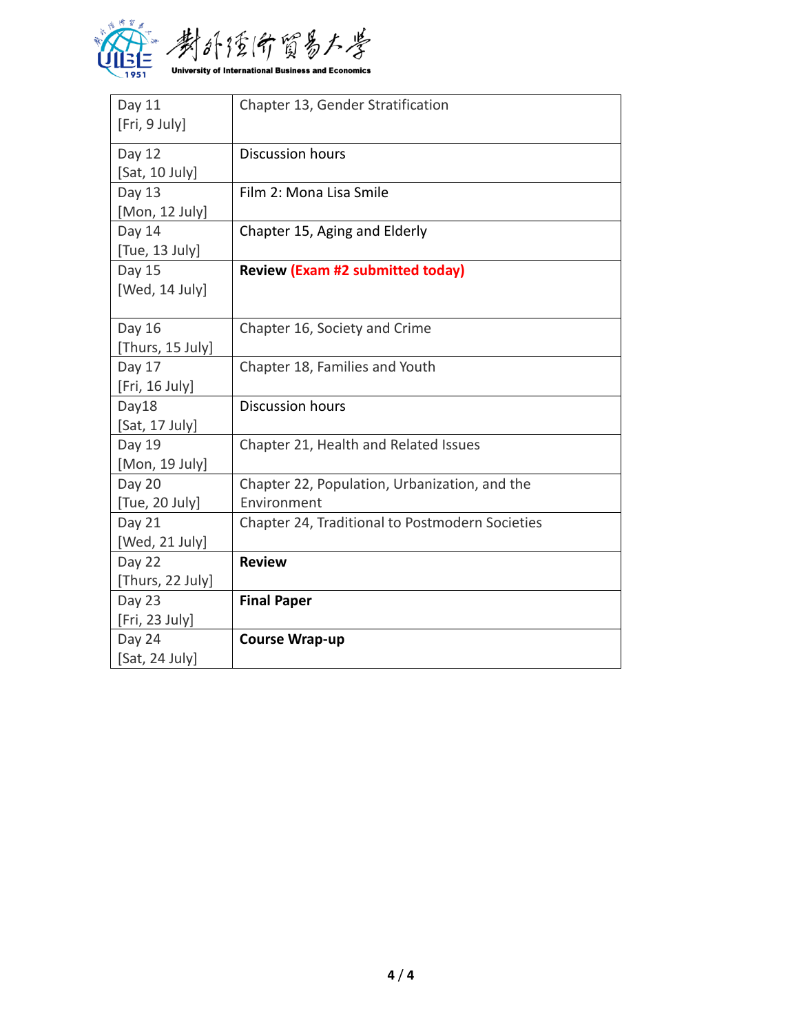| | |
|---|---|
| Day 11 [Fri, 9 July] | Chapter 13, Gender Stratification |
| Day 12 [Sat, 10 July] | Discussion hours |
| Day 13 [Mon, 12 July] | Film 2: Mona Lisa Smile |
| Day 14 [Tue, 13 July] | Chapter 15, Aging and Elderly |
| Day 15 [Wed, 14 July] | **Review (Exam #2 submitted today)** |
| Day 16 [Thurs, 15 July] | Chapter 16, Society and Crime |
| Day 17 [Fri, 16 July] | Chapter 18, Families and Youth |
| Day18 [Sat, 17 July] | Discussion hours |
| Day 19 [Mon, 19 July] | Chapter 21, Health and Related Issues |
| Day 20 [Tue, 20 July] | Chapter 22, Population, Urbanization, and the Environment |
| Day 21 [Wed, 21 July] | Chapter 24, Traditional to Postmodern Societies |
| Day 22 [Thurs, 22 July] | **Review** |
| Day 23 [Fri, 23 July] | **Final Paper** |
| Day 24 [Sat, 24 July] | **Course Wrap-up** |